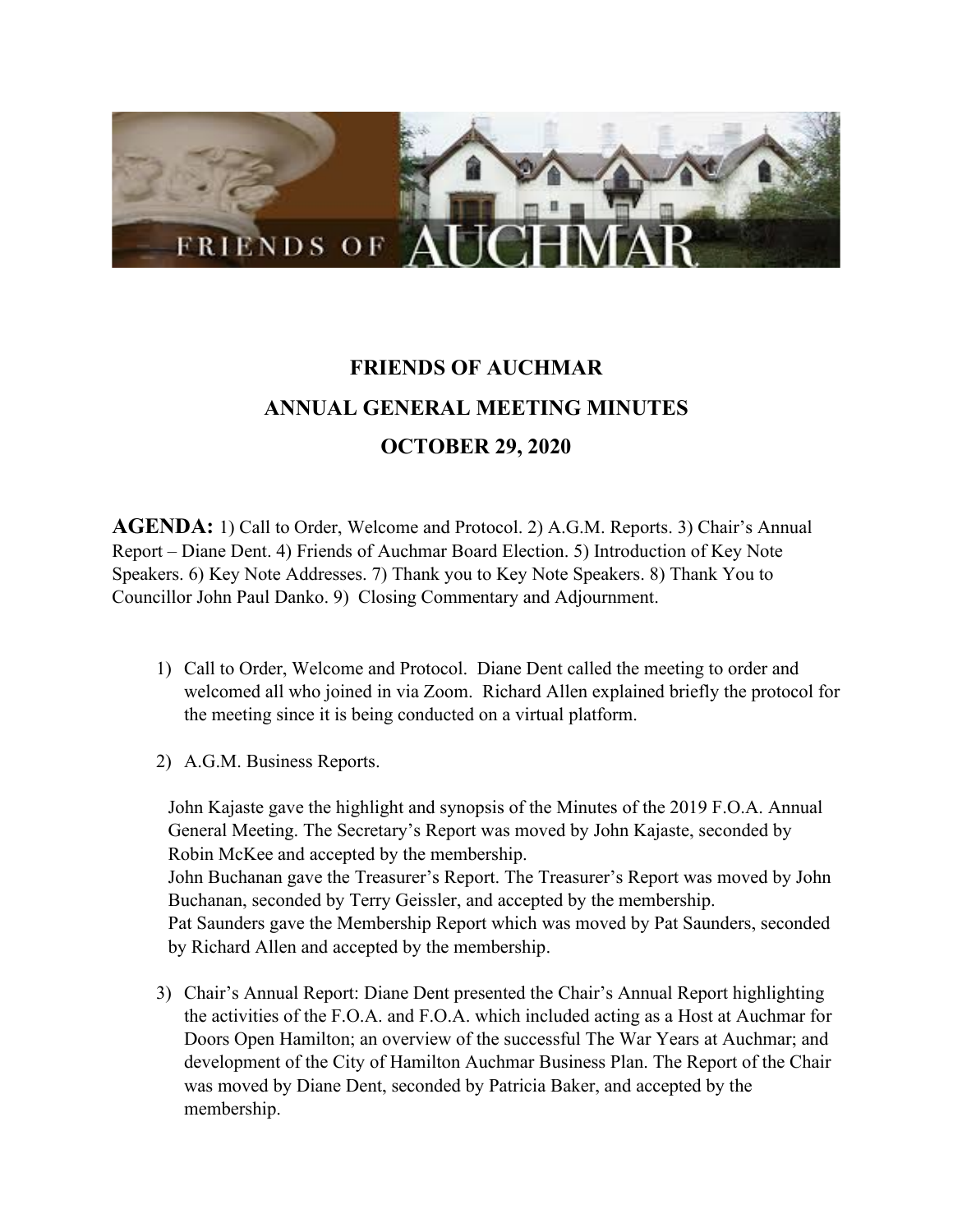# FRIENDS OF AUCHMAR

## ANNUAL GENERAL MEETING MINUTES

## OCTOBER 29, 2020

**AGENDA:** 1) Call to Order, Welcome and Protocol. 2) A.G.M. Reports. 3) Chair's Annual Report – Diane Dent. 4) Friends of Auchmar Board Election. 5) Introduction of Key Note Speakers. 6) Key Note Addresses. 7) Thank you to Key Note Speakers. 8) Thank You to Councillor John Paul Danko. 9) Closing Commentary and Adjournment.

1) Call to Order, Welcome and Protocol. Diane Dent called the meeting to order and welcomed all who joined in via Zoom. Richard Allen explained briefly the protocol for the meeting since it is being conducted on a virtual platform.

2) A.G.M. Business Reports.

   John Kajaste gave the highlight and synopsis of the Minutes of the 2019 F.O.A. Annual General Meeting. The Secretary's Report was moved by John Kajaste, seconded by Robin McKee and accepted by the membership.
   John Buchanan gave the Treasurer's Report. The Treasurer's Report was moved by John Buchanan, seconded by Terry Geissler, and accepted by the membership.
   Pat Saunders gave the Membership Report which was moved by Pat Saunders, seconded by Richard Allen and accepted by the membership.

3) Chair's Annual Report: Diane Dent presented the Chair's Annual Report highlighting the activities of the F.O.A. and F.O.A. which included acting as a Host at Auchmar for Doors Open Hamilton; an overview of the successful The War Years at Auchmar; and development of the City of Hamilton Auchmar Business Plan. The Report of the Chair was moved by Diane Dent, seconded by Patricia Baker, and accepted by the membership.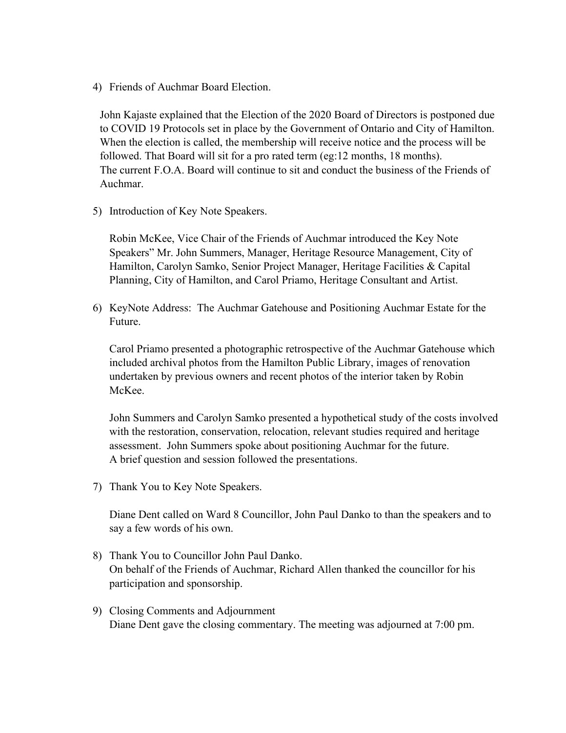4) Friends of Auchmar Board Election.

   John Kajaste explained that the Election of the 2020 Board of Directors is postponed due to COVID 19 Protocols set in place by the Government of Ontario and City of Hamilton. When the election is called, the membership will receive notice and the process will be followed. That Board will sit for a pro rated term (eg:12 months, 18 months). The current F.O.A. Board will continue to sit and conduct the business of the Friends of Auchmar.

5) Introduction of Key Note Speakers.

   Robin McKee, Vice Chair of the Friends of Auchmar introduced the Key Note Speakers" Mr. John Summers, Manager, Heritage Resource Management, City of Hamilton, Carolyn Samko, Senior Project Manager, Heritage Facilities & Capital Planning, City of Hamilton, and Carol Priamo, Heritage Consultant and Artist.

6) KeyNote Address: The Auchmar Gatehouse and Positioning Auchmar Estate for the Future.

   Carol Priamo presented a photographic retrospective of the Auchmar Gatehouse which included archival photos from the Hamilton Public Library, images of renovation undertaken by previous owners and recent photos of the interior taken by Robin McKee.

   John Summers and Carolyn Samko presented a hypothetical study of the costs involved with the restoration, conservation, relocation, relevant studies required and heritage assessment. John Summers spoke about positioning Auchmar for the future. A brief question and session followed the presentations.

7) Thank You to Key Note Speakers.

   Diane Dent called on Ward 8 Councillor, John Paul Danko to than the speakers and to say a few words of his own.

8) Thank You to Councillor John Paul Danko.
   On behalf of the Friends of Auchmar, Richard Allen thanked the councillor for his participation and sponsorship.

9) Closing Comments and Adjournment
   Diane Dent gave the closing commentary. The meeting was adjourned at 7:00 pm.